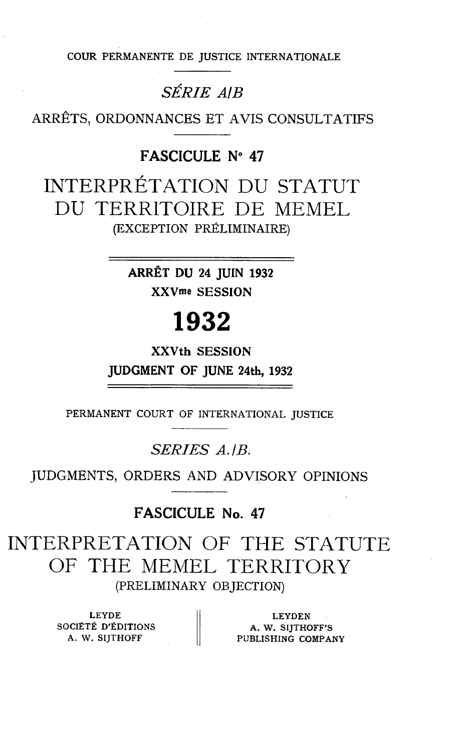COUR PERMANENTE DE JUSTICE INTERNATIONALE

*SÉRIE A/B*

ARRÊTS, ORDONNANCES ET AVIS CONSULTATIFS

**FASCICULE N° 47**

# INTERPRÉTATION DU STATUT DU TERRITOIRE DE MEMEL

(EXCEPTION PRÉLIMINAIRE)

**ARRÊT DU 24 JUIN 1932**

**XXVme SESSION**

**1932**

**XXVth SESSION**

**JUDGMENT OF JUNE 24th, 1932**

PERMANENT COURT OF INTERNATIONAL JUSTICE

*SERIES A./B.*

JUDGMENTS, ORDERS AND ADVISORY OPINIONS

**FASCICULE No. 47**

# INTERPRETATION OF THE STATUTE OF THE MEMEL TERRITORY

(PRELIMINARY OBJECTION)

| LEYDE<br>SOCIÉTÉ D'ÉDITIONS<br>A. W. SIJTHOFF | LEYDEN<br>A. W. SIJTHOFF'S<br>PUBLISHING COMPANY |
| --- | --- |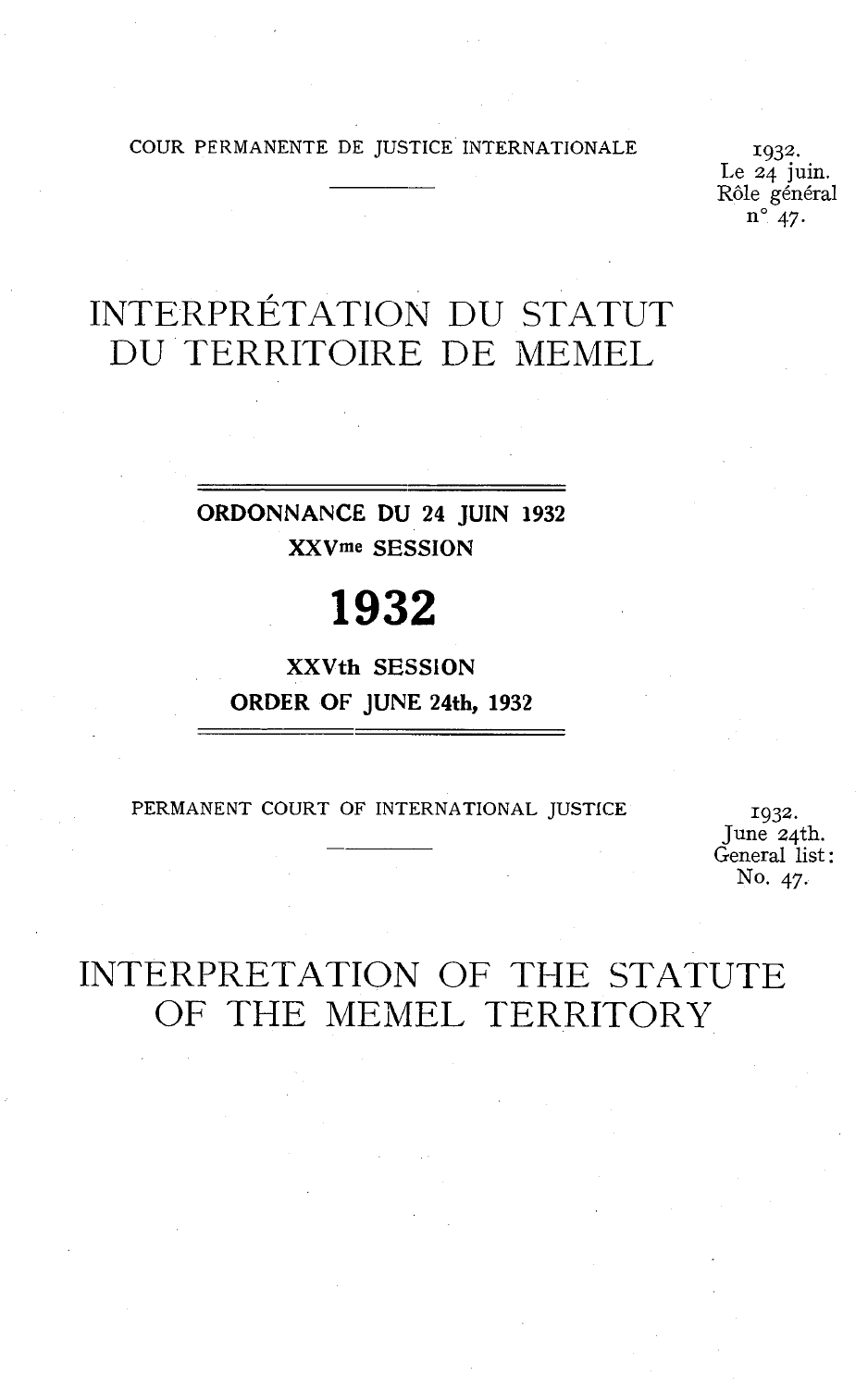COUR PERMANENTE DE JUSTICE INTERNATIONALE

1932.
Le 24 juin.
Rôle général
n° 47.

# INTERPRÉTATION DU STATUT DU TERRITOIRE DE MEMEL

**ORDONNANCE DU 24 JUIN 1932**

**XXVme SESSION**

**1932**

**XXVth SESSION**

**ORDER OF JUNE 24th, 1932**

PERMANENT COURT OF INTERNATIONAL JUSTICE

1932.
June 24th.
General list:
No. 47.

# INTERPRETATION OF THE STATUTE OF THE MEMEL TERRITORY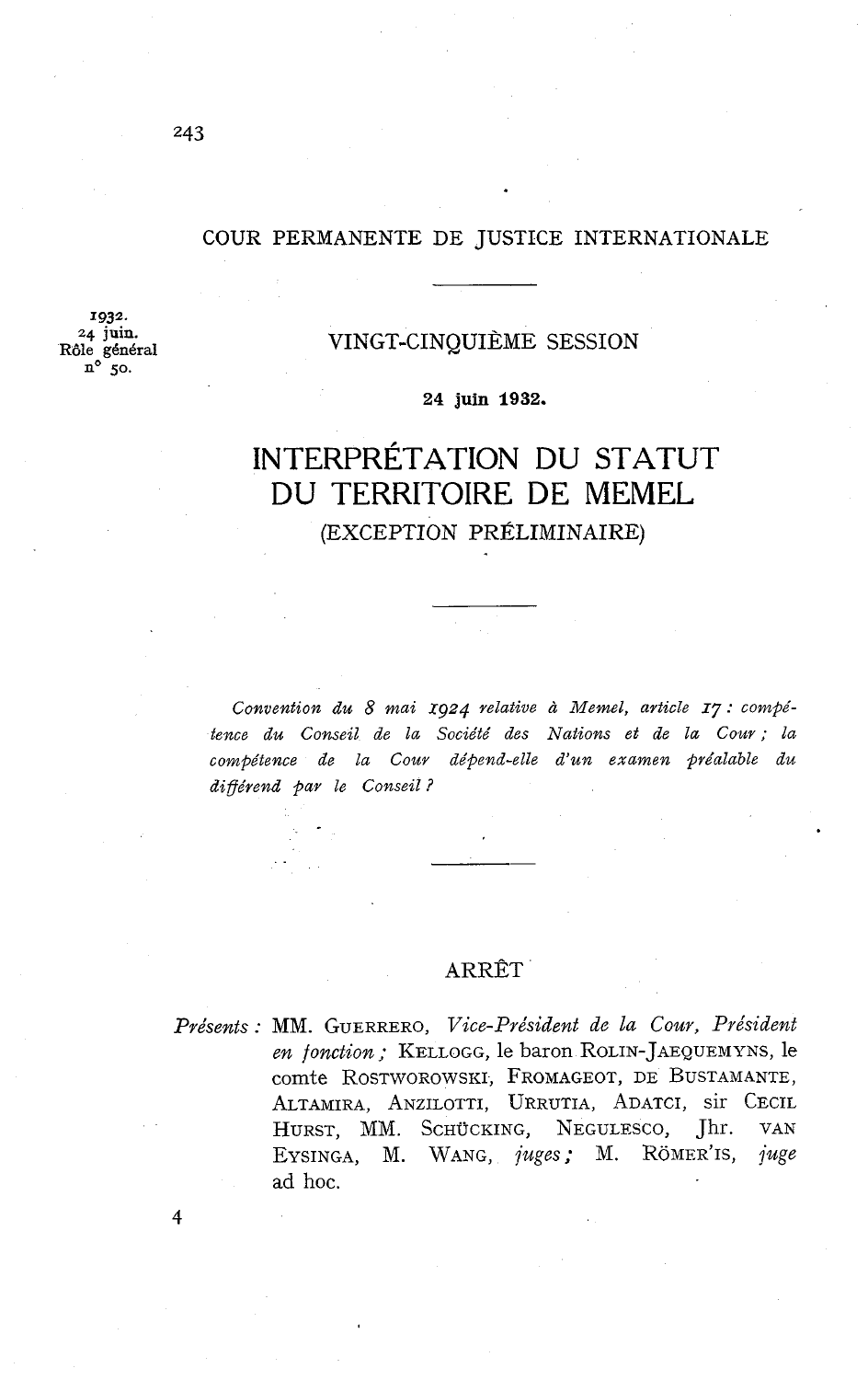COUR PERMANENTE DE JUSTICE INTERNATIONALE

1932.
24 juin.
Rôle général
n° 50.

VINGT-CINQUIÈME SESSION

**24 juin 1932.**

# INTERPRÉTATION DU STATUT DU TERRITOIRE DE MEMEL

## (EXCEPTION PRÉLIMINAIRE)

*Convention du 8 mai 1924 relative à Memel, article 17 : compétence du Conseil de la Société des Nations et de la Cour ; la compétence de la Cour dépend-elle d'un examen préalable du différend par le Conseil ?*

## ARRÊT

*Présents :* MM. GUERRERO, *Vice-Président de la Cour, Président en fonction ;* KELLOGG, le baron ROLIN-JAEQUEMYNS, le comte ROSTWOROWSKI, FROMAGEOT, DE BUSTAMANTE, ALTAMIRA, ANZILOTTI, URRUTIA, ADATCI, sir CECIL HURST, MM. SCHÜCKING, NEGULESCO, Jhr. VAN EYSINGA, M. WANG, *juges ;* M. RÖMER'IS, *juge* ad hoc.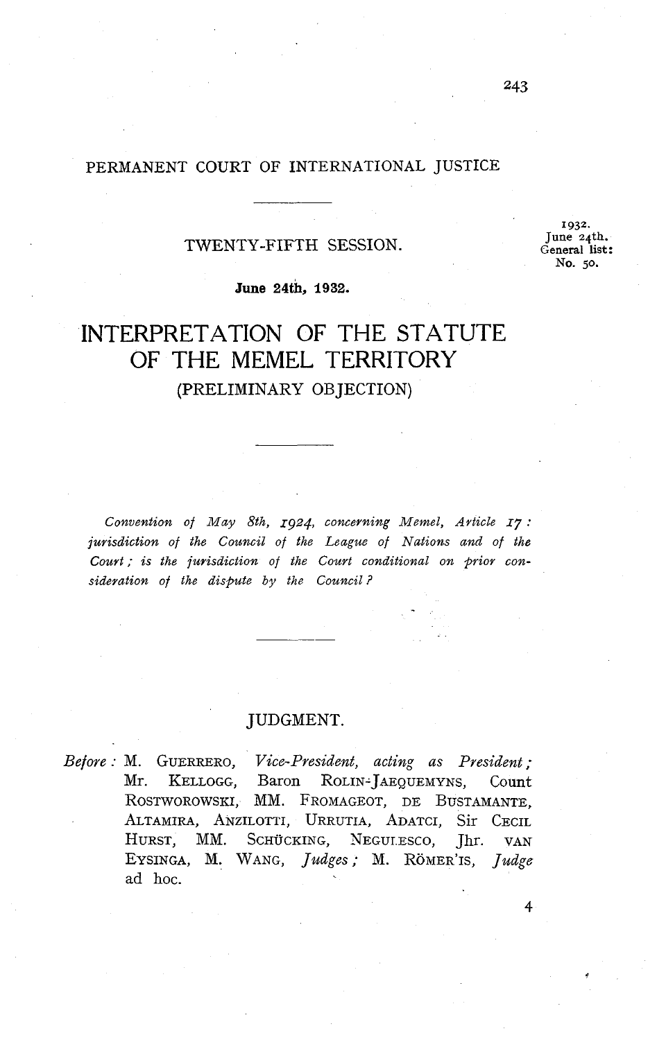PERMANENT COURT OF INTERNATIONAL JUSTICE

TWENTY-FIFTH SESSION.

1932.
June 24th.
General list:
No. 50.

**June 24th, 1932.**

# INTERPRETATION OF THE STATUTE OF THE MEMEL TERRITORY

## (PRELIMINARY OBJECTION)

*Convention of May 8th, 1924, concerning Memel, Article 17: jurisdiction of the Council of the League of Nations and of the Court; is the jurisdiction of the Court conditional on prior consideration of the dispute by the Council?*

## JUDGMENT.

*Before:* M. GUERRERO, *Vice-President, acting as President;* Mr. KELLOGG, Baron ROLIN-JAEQUEMYNS, Count ROSTWOROWSKI, MM. FROMAGEOT, DE BUSTAMANTE, ALTAMIRA, ANZILOTTI, URRUTIA, ADATCI, Sir CECIL HURST, MM. SCHÜCKING, NEGULESCO, Jhr. VAN EYSINGA, M. WANG, *Judges;* M. RÖMER'IS, *Judge* ad hoc.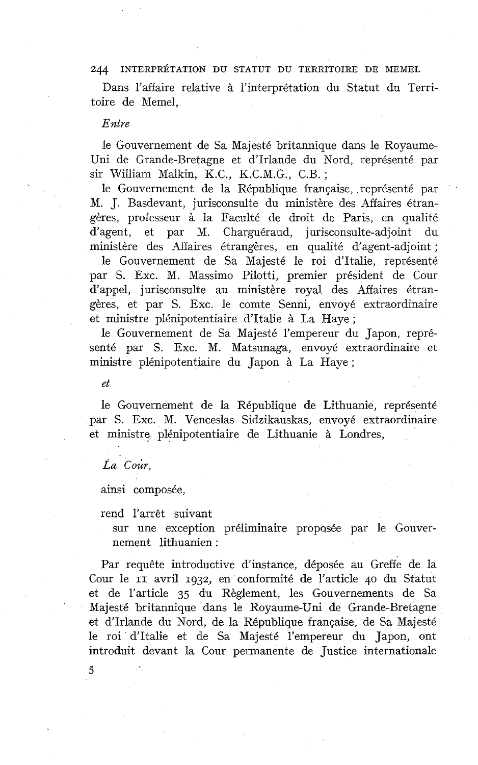Dans l'affaire relative à l'interprétation du Statut du Territoire de Memel,

*Entre*

le Gouvernement de Sa Majesté britannique dans le Royaume-Uni de Grande-Bretagne et d'Irlande du Nord, représenté par sir William Malkin, K.C., K.C.M.G., C.B. ;

le Gouvernement de la République française, représenté par M. J. Basdevant, jurisconsulte du ministère des Affaires étrangères, professeur à la Faculté de droit de Paris, en qualité d'agent, et par M. Charguéraud, jurisconsulte-adjoint du ministère des Affaires étrangères, en qualité d'agent-adjoint ;

le Gouvernement de Sa Majesté le roi d'Italie, représenté par S. Exc. M. Massimo Pilotti, premier président de Cour d'appel, jurisconsulte au ministère royal des Affaires étrangères, et par S. Exc. le comte Senni, envoyé extraordinaire et ministre plénipotentiaire d'Italie à La Haye ;

le Gouvernement de Sa Majesté l'empereur du Japon, représenté par S. Exc. M. Matsunaga, envoyé extraordinaire et ministre plénipotentiaire du Japon à La Haye ;

*et*

le Gouvernement de la République de Lithuanie, représenté par S. Exc. M. Venceslas Sidzikauskas, envoyé extraordinaire et ministre plénipotentiaire de Lithuanie à Londres,

*La Cour,*

ainsi composée,

rend l'arrêt suivant
sur une exception préliminaire proposée par le Gouvernement lithuanien :

Par requête introductive d'instance, déposée au Greffe de la Cour le 11 avril 1932, en conformité de l'article 40 du Statut et de l'article 35 du Règlement, les Gouvernements de Sa Majesté britannique dans le Royaume-Uni de Grande-Bretagne et d'Irlande du Nord, de la République française, de Sa Majesté le roi d'Italie et de Sa Majesté l'empereur du Japon, ont introduit devant la Cour permanente de Justice internationale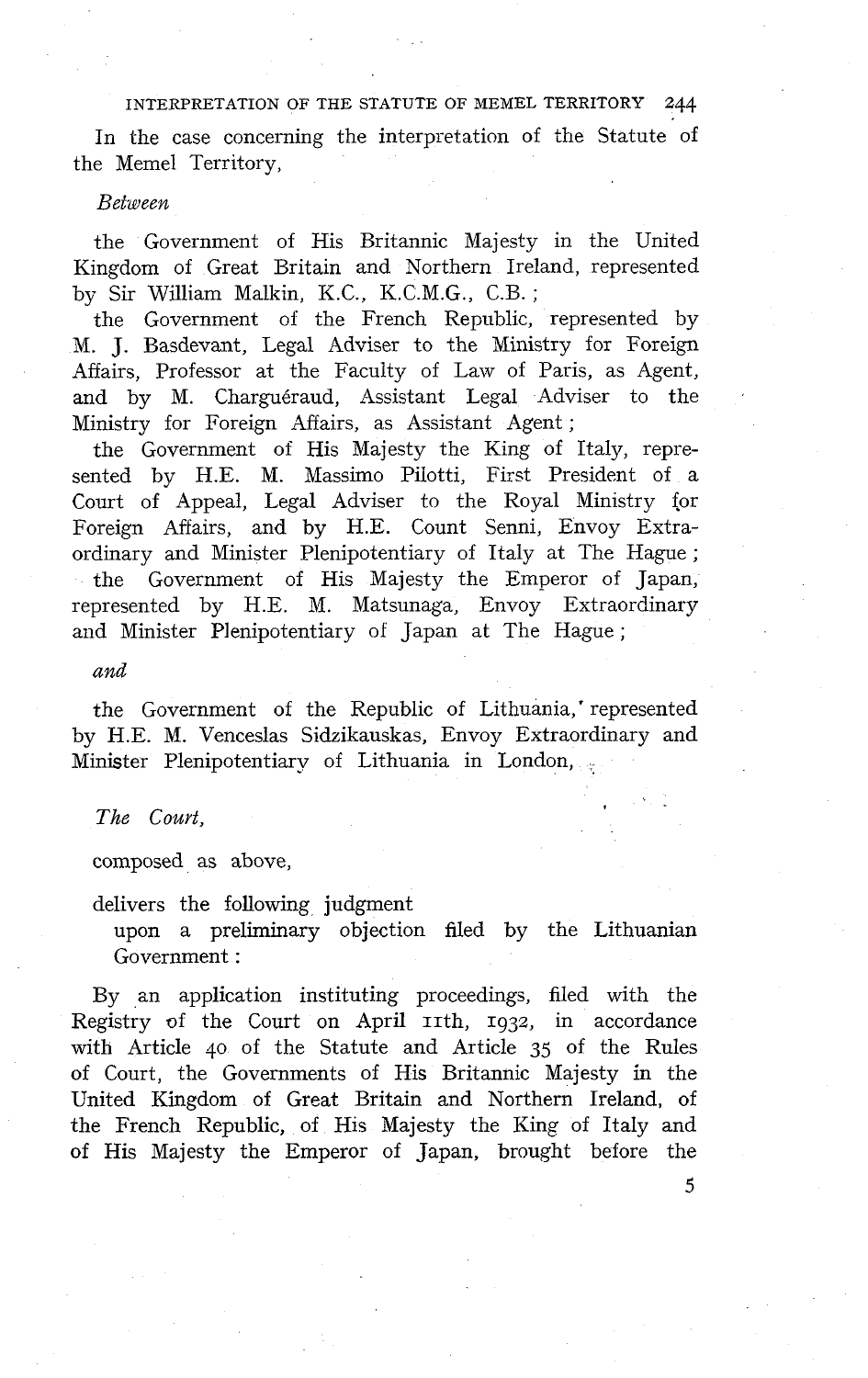In the case concerning the interpretation of the Statute of the Memel Territory,

*Between*

the Government of His Britannic Majesty in the United Kingdom of Great Britain and Northern Ireland, represented by Sir William Malkin, K.C., K.C.M.G., C.B.;

the Government of the French Republic, represented by M. J. Basdevant, Legal Adviser to the Ministry for Foreign Affairs, Professor at the Faculty of Law of Paris, as Agent, and by M. Charguéraud, Assistant Legal Adviser to the Ministry for Foreign Affairs, as Assistant Agent;

the Government of His Majesty the King of Italy, represented by H.E. M. Massimo Pilotti, First President of a Court of Appeal, Legal Adviser to the Royal Ministry for Foreign Affairs, and by H.E. Count Senni, Envoy Extraordinary and Minister Plenipotentiary of Italy at The Hague;

the Government of His Majesty the Emperor of Japan, represented by H.E. M. Matsunaga, Envoy Extraordinary and Minister Plenipotentiary of Japan at The Hague;

*and*

the Government of the Republic of Lithuania, represented by H.E. M. Venceslas Sidzikauskas, Envoy Extraordinary and Minister Plenipotentiary of Lithuania in London,

*The Court,*

composed as above,

delivers the following judgment
upon a preliminary objection filed by the Lithuanian Government:

By an application instituting proceedings, filed with the Registry of the Court on April 11th, 1932, in accordance with Article 40 of the Statute and Article 35 of the Rules of Court, the Governments of His Britannic Majesty in the United Kingdom of Great Britain and Northern Ireland, of the French Republic, of His Majesty the King of Italy and of His Majesty the Emperor of Japan, brought before the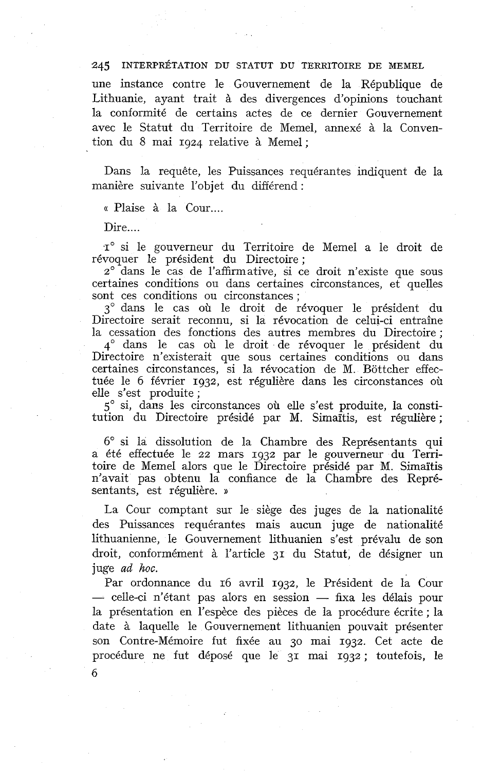une instance contre le Gouvernement de la République de Lithuanie, ayant trait à des divergences d'opinions touchant la conformité de certains actes de ce dernier Gouvernement avec le Statut du Territoire de Memel, annexé à la Convention du 8 mai 1924 relative à Memel ;

Dans la requête, les Puissances requérantes indiquent de la manière suivante l'objet du différend :

« Plaise à la Cour....

Dire....

1° si le gouverneur du Territoire de Memel a le droit de révoquer le président du Directoire ;
2° dans le cas de l'affirmative, si ce droit n'existe que sous certaines conditions ou dans certaines circonstances, et quelles sont ces conditions ou circonstances ;
3° dans le cas où le droit de révoquer le président du Directoire serait reconnu, si la révocation de celui-ci entraîne la cessation des fonctions des autres membres du Directoire ;
4° dans le cas où le droit de révoquer le président du Directoire n'existerait que sous certaines conditions ou dans certaines circonstances, si la révocation de M. Böttcher effectuée le 6 février 1932, est régulière dans les circonstances où elle s'est produite ;
5° si, dans les circonstances où elle s'est produite, la constitution du Directoire présidé par M. Simaïtis, est régulière ;

6° si la dissolution de la Chambre des Représentants qui a été effectuée le 22 mars 1932 par le gouverneur du Territoire de Memel alors que le Directoire présidé par M. Simaïtis n'avait pas obtenu la confiance de la Chambre des Représentants, est régulière. »

La Cour comptant sur le siège des juges de la nationalité des Puissances requérantes mais aucun juge de nationalité lithuanienne, le Gouvernement lithuanien s'est prévalu de son droit, conformément à l'article 31 du Statut, de désigner un juge *ad hoc*.

Par ordonnance du 16 avril 1932, le Président de la Cour — celle-ci n'étant pas alors en session — fixa les délais pour la présentation en l'espèce des pièces de la procédure écrite ; la date à laquelle le Gouvernement lithuanien pouvait présenter son Contre-Mémoire fut fixée au 30 mai 1932. Cet acte de procédure ne fut déposé que le 31 mai 1932 ; toutefois, le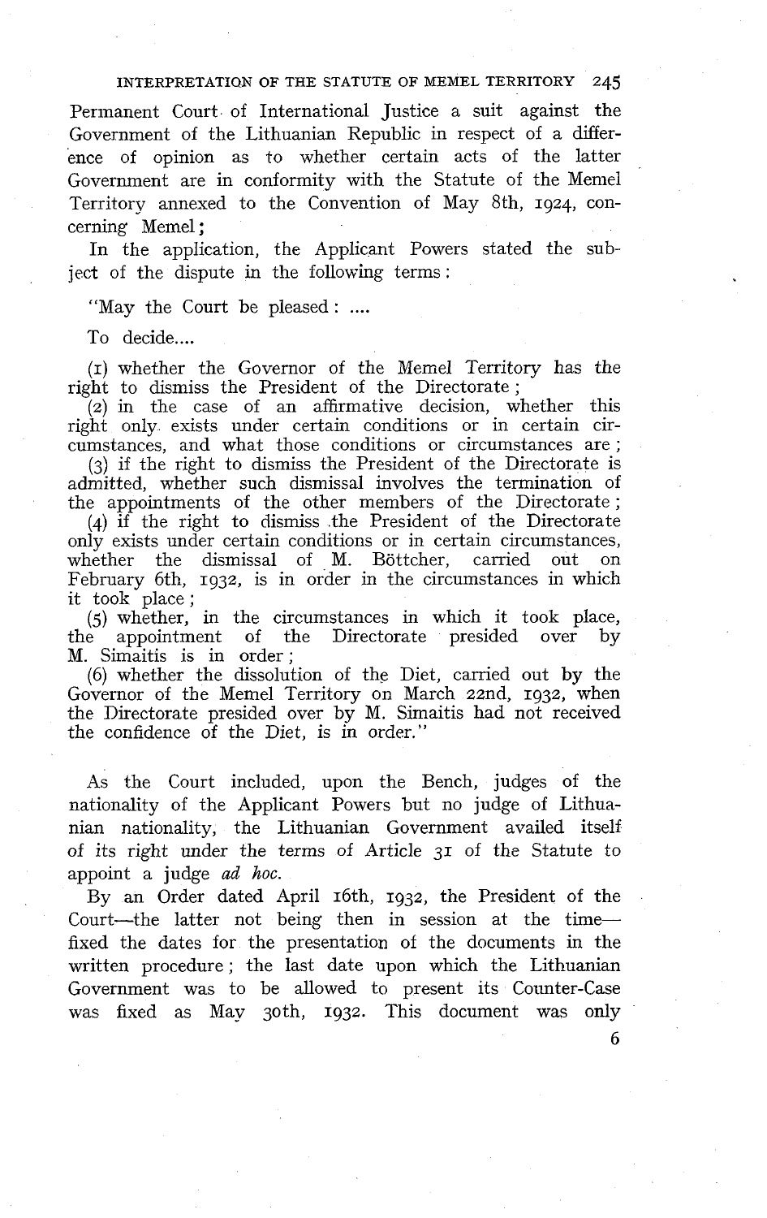Permanent Court of International Justice a suit against the Government of the Lithuanian Republic in respect of a difference of opinion as to whether certain acts of the latter Government are in conformity with the Statute of the Memel Territory annexed to the Convention of May 8th, 1924, concerning Memel;

In the application, the Applicant Powers stated the subject of the dispute in the following terms:

"May the Court be pleased: ....

To decide....

(1) whether the Governor of the Memel Territory has the right to dismiss the President of the Directorate;

(2) in the case of an affirmative decision, whether this right only exists under certain conditions or in certain circumstances, and what those conditions or circumstances are;

(3) if the right to dismiss the President of the Directorate is admitted, whether such dismissal involves the termination of the appointments of the other members of the Directorate;

(4) if the right to dismiss the President of the Directorate only exists under certain conditions or in certain circumstances, whether the dismissal of M. Böttcher, carried out on February 6th, 1932, is in order in the circumstances in which it took place;

(5) whether, in the circumstances in which it took place, the appointment of the Directorate presided over by M. Simaitis is in order;

(6) whether the dissolution of the Diet, carried out by the Governor of the Memel Territory on March 22nd, 1932, when the Directorate presided over by M. Simaitis had not received the confidence of the Diet, is in order."

As the Court included, upon the Bench, judges of the nationality of the Applicant Powers but no judge of Lithuanian nationality, the Lithuanian Government availed itself of its right under the terms of Article 31 of the Statute to appoint a judge *ad hoc*.

By an Order dated April 16th, 1932, the President of the Court—the latter not being then in session at the time—fixed the dates for the presentation of the documents in the written procedure; the last date upon which the Lithuanian Government was to be allowed to present its Counter-Case was fixed as May 30th, 1932. This document was only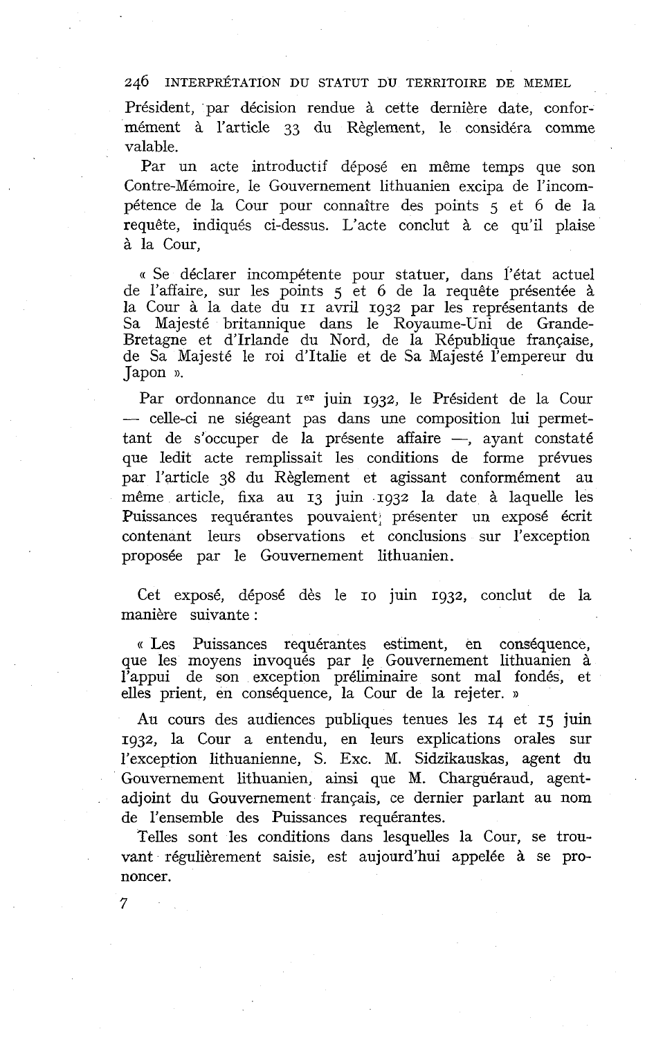Président, par décision rendue à cette dernière date, conformément à l'article 33 du Règlement, le considéra comme valable.

Par un acte introductif déposé en même temps que son Contre-Mémoire, le Gouvernement lithuanien excipa de l'incompétence de la Cour pour connaître des points 5 et 6 de la requête, indiqués ci-dessus. L'acte conclut à ce qu'il plaise à la Cour,

« Se déclarer incompétente pour statuer, dans l'état actuel de l'affaire, sur les points 5 et 6 de la requête présentée à la Cour à la date du 11 avril 1932 par les représentants de Sa Majesté britannique dans le Royaume-Uni de Grande-Bretagne et d'Irlande du Nord, de la République française, de Sa Majesté le roi d'Italie et de Sa Majesté l'empereur du Japon ».

Par ordonnance du 1er juin 1932, le Président de la Cour — celle-ci ne siégeant pas dans une composition lui permettant de s'occuper de la présente affaire —, ayant constaté que ledit acte remplissait les conditions de forme prévues par l'article 38 du Règlement et agissant conformément au même article, fixa au 13 juin 1932 la date à laquelle les Puissances requérantes pouvaient présenter un exposé écrit contenant leurs observations et conclusions sur l'exception proposée par le Gouvernement lithuanien.

Cet exposé, déposé dès le 10 juin 1932, conclut de la manière suivante :

« Les Puissances requérantes estiment, en conséquence, que les moyens invoqués par le Gouvernement lithuanien à l'appui de son exception préliminaire sont mal fondés, et elles prient, en conséquence, la Cour de la rejeter. »

Au cours des audiences publiques tenues les 14 et 15 juin 1932, la Cour a entendu, en leurs explications orales sur l'exception lithuanienne, S. Exc. M. Sidzikauskas, agent du Gouvernement lithuanien, ainsi que M. Charguéraud, agent-adjoint du Gouvernement français, ce dernier parlant au nom de l'ensemble des Puissances requérantes.

Telles sont les conditions dans lesquelles la Cour, se trouvant régulièrement saisie, est aujourd'hui appelée à se prononcer.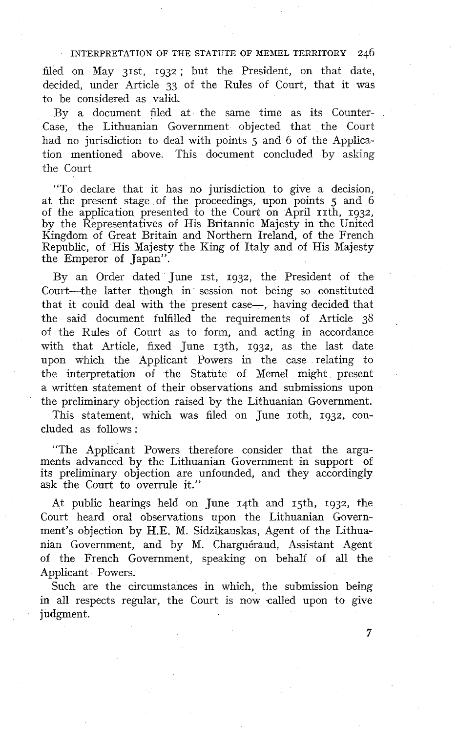filed on May 31st, 1932; but the President, on that date, decided, under Article 33 of the Rules of Court, that it was to be considered as valid.

By a document filed at the same time as its Counter-Case, the Lithuanian Government objected that the Court had no jurisdiction to deal with points 5 and 6 of the Application mentioned above. This document concluded by asking the Court

"To declare that it has no jurisdiction to give a decision, at the present stage of the proceedings, upon points 5 and 6 of the application presented to the Court on April 11th, 1932, by the Representatives of His Britannic Majesty in the United Kingdom of Great Britain and Northern Ireland, of the French Republic, of His Majesty the King of Italy and of His Majesty the Emperor of Japan".

By an Order dated June 1st, 1932, the President of the Court—the latter though in session not being so constituted that it could deal with the present case—, having decided that the said document fulfilled the requirements of Article 38 of the Rules of Court as to form, and acting in accordance with that Article, fixed June 13th, 1932, as the last date upon which the Applicant Powers in the case relating to the interpretation of the Statute of Memel might present a written statement of their observations and submissions upon the preliminary objection raised by the Lithuanian Government.

This statement, which was filed on June 10th, 1932, concluded as follows:

"The Applicant Powers therefore consider that the arguments advanced by the Lithuanian Government in support of its preliminary objection are unfounded, and they accordingly ask the Court to overrule it."

At public hearings held on June 14th and 15th, 1932, the Court heard oral observations upon the Lithuanian Government's objection by H.E. M. Sidzikauskas, Agent of the Lithuanian Government, and by M. Charguéraud, Assistant Agent of the French Government, speaking on behalf of all the Applicant Powers.

Such are the circumstances in which, the submission being in all respects regular, the Court is now called upon to give judgment.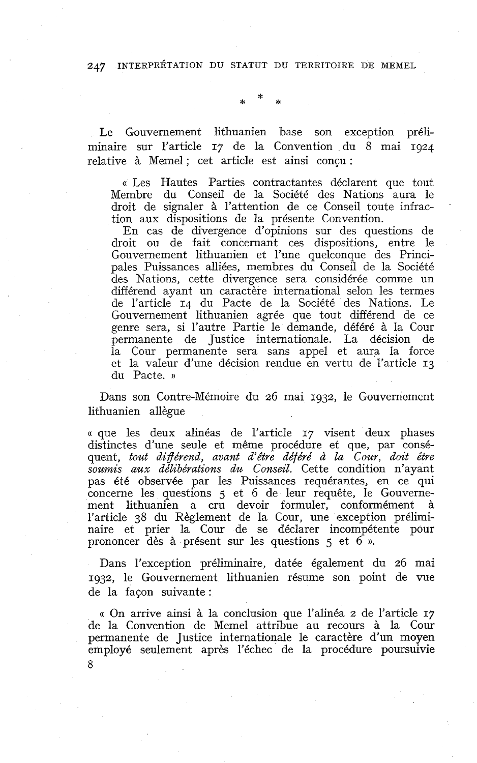\* \* \*

Le Gouvernement lithuanien base son exception préliminaire sur l'article 17 de la Convention du 8 mai 1924 relative à Memel ; cet article est ainsi conçu :

> « Les Hautes Parties contractantes déclarent que tout Membre du Conseil de la Société des Nations aura le droit de signaler à l'attention de ce Conseil toute infraction aux dispositions de la présente Convention.
>
> En cas de divergence d'opinions sur des questions de droit ou de fait concernant ces dispositions, entre le Gouvernement lithuanien et l'une quelconque des Principales Puissances alliées, membres du Conseil de la Société des Nations, cette divergence sera considérée comme un différend ayant un caractère international selon les termes de l'article 14 du Pacte de la Société des Nations. Le Gouvernement lithuanien agrée que tout différend de ce genre sera, si l'autre Partie le demande, déféré à la Cour permanente de Justice internationale. La décision de la Cour permanente sera sans appel et aura la force et la valeur d'une décision rendue en vertu de l'article 13 du Pacte. »

Dans son Contre-Mémoire du 26 mai 1932, le Gouvernement lithuanien allègue

« que les deux alinéas de l'article 17 visent deux phases distinctes d'une seule et même procédure et que, par conséquent, *tout différend, avant d'être déféré à la Cour, doit être soumis aux délibérations du Conseil.* Cette condition n'ayant pas été observée par les Puissances requérantes, en ce qui concerne les questions 5 et 6 de leur requête, le Gouvernement lithuanien a cru devoir formuler, conformément à l'article 38 du Règlement de la Cour, une exception préliminaire et prier la Cour de se déclarer incompétente pour prononcer dès à présent sur les questions 5 et 6 ».

Dans l'exception préliminaire, datée également du 26 mai 1932, le Gouvernement lithuanien résume son point de vue de la façon suivante :

« On arrive ainsi à la conclusion que l'alinéa 2 de l'article 17 de la Convention de Memel attribue au recours à la Cour permanente de Justice internationale le caractère d'un moyen employé seulement après l'échec de la procédure poursuivie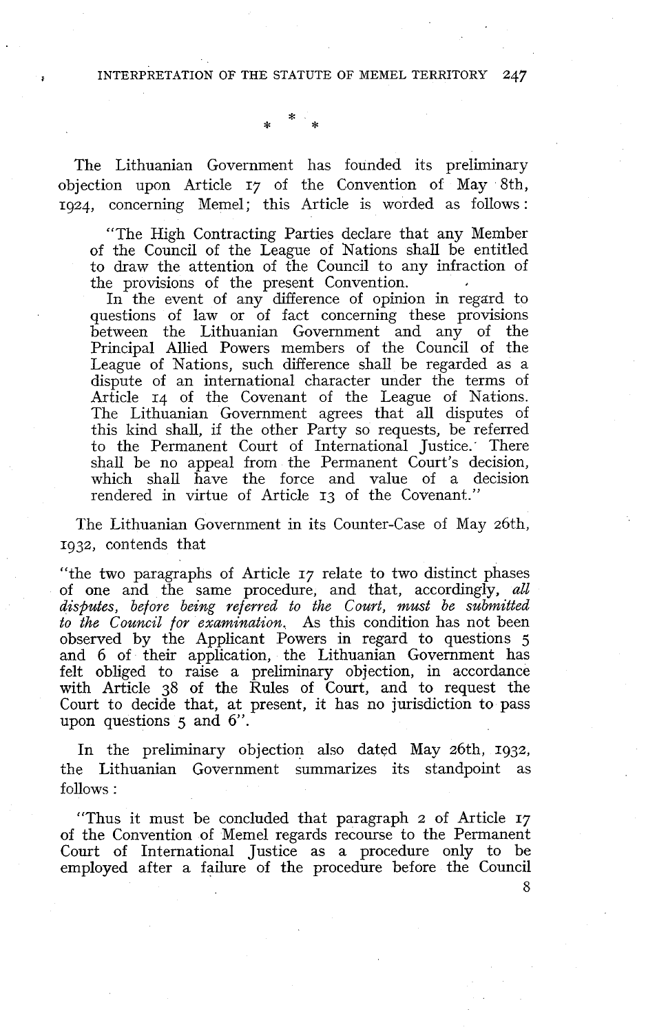\* \* \*

The Lithuanian Government has founded its preliminary objection upon Article 17 of the Convention of May 8th, 1924, concerning Memel; this Article is worded as follows:

> "The High Contracting Parties declare that any Member of the Council of the League of Nations shall be entitled to draw the attention of the Council to any infraction of the provisions of the present Convention.
>
> In the event of any difference of opinion in regard to questions of law or of fact concerning these provisions between the Lithuanian Government and any of the Principal Allied Powers members of the Council of the League of Nations, such difference shall be regarded as a dispute of an international character under the terms of Article 14 of the Covenant of the League of Nations. The Lithuanian Government agrees that all disputes of this kind shall, if the other Party so requests, be referred to the Permanent Court of International Justice. There shall be no appeal from the Permanent Court's decision, which shall have the force and value of a decision rendered in virtue of Article 13 of the Covenant."

The Lithuanian Government in its Counter-Case of May 26th, 1932, contends that

"the two paragraphs of Article 17 relate to two distinct phases of one and the same procedure, and that, accordingly, *all disputes, before being referred to the Court, must be submitted to the Council for examination*. As this condition has not been observed by the Applicant Powers in regard to questions 5 and 6 of their application, the Lithuanian Government has felt obliged to raise a preliminary objection, in accordance with Article 38 of the Rules of Court, and to request the Court to decide that, at present, it has no jurisdiction to pass upon questions 5 and 6".

In the preliminary objection also dated May 26th, 1932, the Lithuanian Government summarizes its standpoint as follows:

"Thus it must be concluded that paragraph 2 of Article 17 of the Convention of Memel regards recourse to the Permanent Court of International Justice as a procedure only to be employed after a failure of the procedure before the Council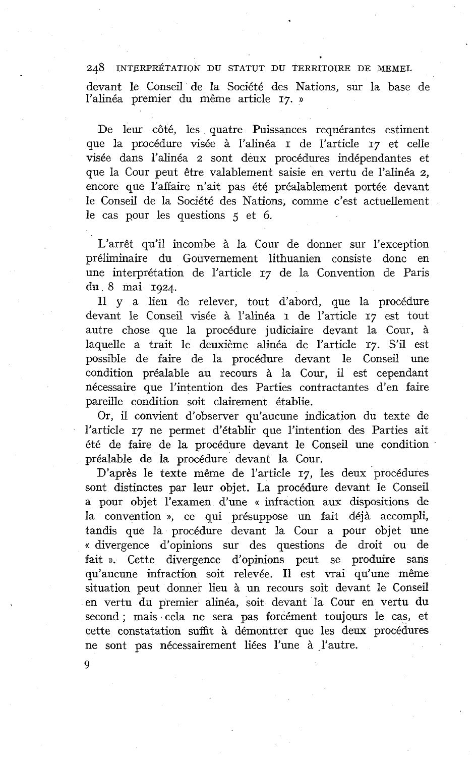devant le Conseil de la Société des Nations, sur la base de l'alinéa premier du même article 17. »

De leur côté, les quatre Puissances requérantes estiment que la procédure visée à l'alinéa 1 de l'article 17 et celle visée dans l'alinéa 2 sont deux procédures indépendantes et que la Cour peut être valablement saisie en vertu de l'alinéa 2, encore que l'affaire n'ait pas été préalablement portée devant le Conseil de la Société des Nations, comme c'est actuellement le cas pour les questions 5 et 6.

L'arrêt qu'il incombe à la Cour de donner sur l'exception préliminaire du Gouvernement lithuanien consiste donc en une interprétation de l'article 17 de la Convention de Paris du 8 mai 1924.

Il y a lieu de relever, tout d'abord, que la procédure devant le Conseil visée à l'alinéa 1 de l'article 17 est tout autre chose que la procédure judiciaire devant la Cour, à laquelle a trait le deuxième alinéa de l'article 17. S'il est possible de faire de la procédure devant le Conseil une condition préalable au recours à la Cour, il est cependant nécessaire que l'intention des Parties contractantes d'en faire pareille condition soit clairement établie.

Or, il convient d'observer qu'aucune indication du texte de l'article 17 ne permet d'établir que l'intention des Parties ait été de faire de la procédure devant le Conseil une condition préalable de la procédure devant la Cour.

D'après le texte même de l'article 17, les deux procédures sont distinctes par leur objet. La procédure devant le Conseil a pour objet l'examen d'une « infraction aux dispositions de la convention », ce qui présuppose un fait déjà accompli, tandis que la procédure devant la Cour a pour objet une « divergence d'opinions sur des questions de droit ou de fait ». Cette divergence d'opinions peut se produire sans qu'aucune infraction soit relevée. Il est vrai qu'une même situation peut donner lieu à un recours soit devant le Conseil en vertu du premier alinéa, soit devant la Cour en vertu du second ; mais cela ne sera pas forcément toujours le cas, et cette constatation suffit à démontrer que les deux procédures ne sont pas nécessairement liées l'une à l'autre.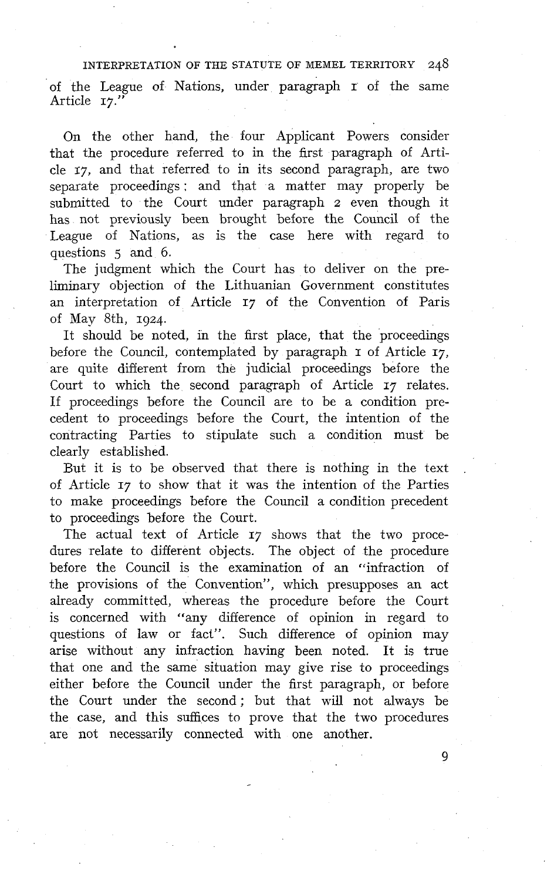of the League of Nations, under paragraph 1 of the same Article 17."

On the other hand, the four Applicant Powers consider that the procedure referred to in the first paragraph of Article 17, and that referred to in its second paragraph, are two separate proceedings; and that a matter may properly be submitted to the Court under paragraph 2 even though it has not previously been brought before the Council of the League of Nations, as is the case here with regard to questions 5 and 6.

The judgment which the Court has to deliver on the preliminary objection of the Lithuanian Government constitutes an interpretation of Article 17 of the Convention of Paris of May 8th, 1924.

It should be noted, in the first place, that the proceedings before the Council, contemplated by paragraph 1 of Article 17, are quite different from the judicial proceedings before the Court to which the second paragraph of Article 17 relates. If proceedings before the Council are to be a condition precedent to proceedings before the Court, the intention of the contracting Parties to stipulate such a condition must be clearly established.

But it is to be observed that there is nothing in the text of Article 17 to show that it was the intention of the Parties to make proceedings before the Council a condition precedent to proceedings before the Court.

The actual text of Article 17 shows that the two procedures relate to different objects. The object of the procedure before the Council is the examination of an "infraction of the provisions of the Convention", which presupposes an act already committed, whereas the procedure before the Court is concerned with "any difference of opinion in regard to questions of law or fact". Such difference of opinion may arise without any infraction having been noted. It is true that one and the same situation may give rise to proceedings either before the Council under the first paragraph, or before the Court under the second; but that will not always be the case, and this suffices to prove that the two procedures are not necessarily connected with one another.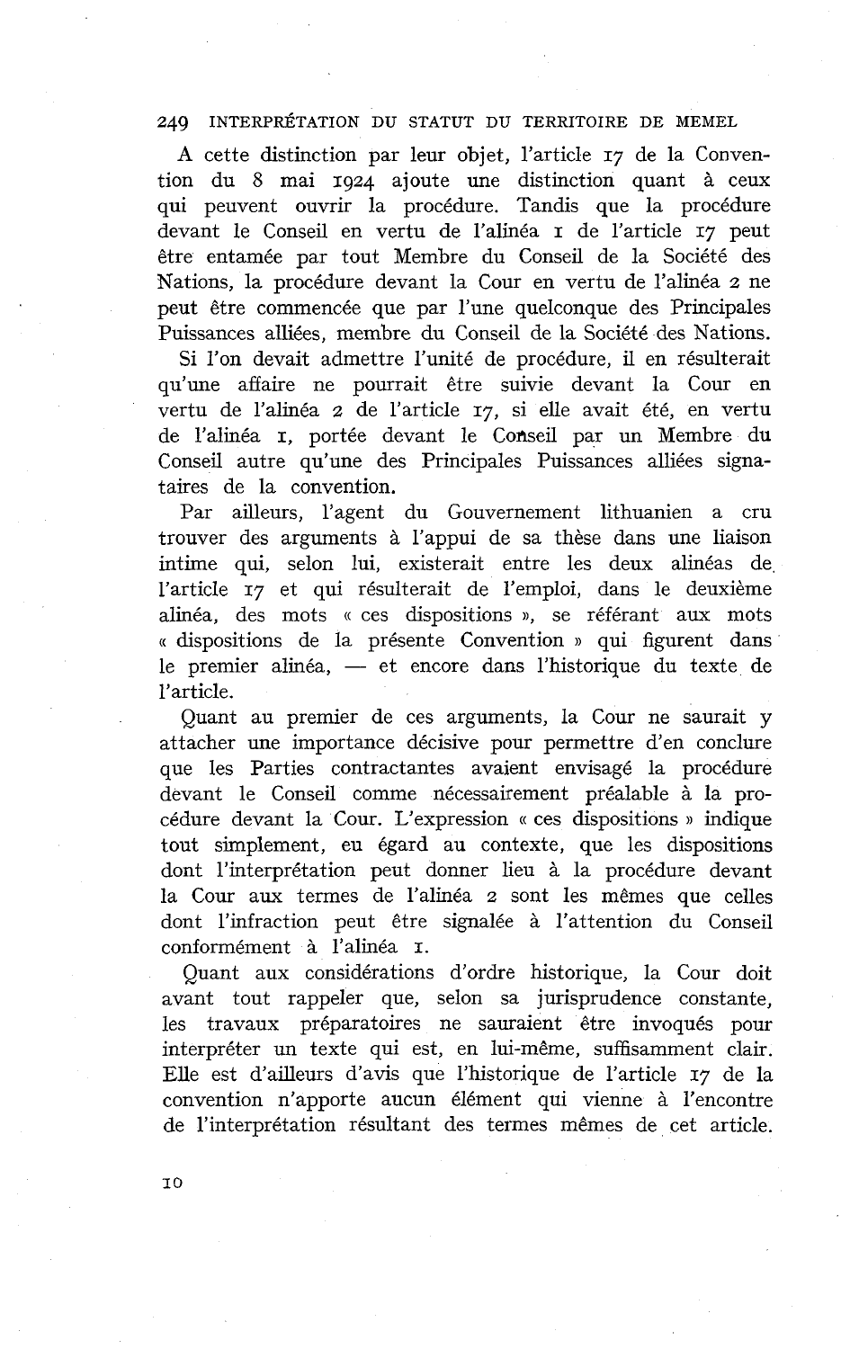A cette distinction par leur objet, l'article 17 de la Convention du 8 mai 1924 ajoute une distinction quant à ceux qui peuvent ouvrir la procédure. Tandis que la procédure devant le Conseil en vertu de l'alinéa 1 de l'article 17 peut être entamée par tout Membre du Conseil de la Société des Nations, la procédure devant la Cour en vertu de l'alinéa 2 ne peut être commencée que par l'une quelconque des Principales Puissances alliées, membre du Conseil de la Société des Nations.

Si l'on devait admettre l'unité de procédure, il en résulterait qu'une affaire ne pourrait être suivie devant la Cour en vertu de l'alinéa 2 de l'article 17, si elle avait été, en vertu de l'alinéa 1, portée devant le Conseil par un Membre du Conseil autre qu'une des Principales Puissances alliées signataires de la convention.

Par ailleurs, l'agent du Gouvernement lithuanien a cru trouver des arguments à l'appui de sa thèse dans une liaison intime qui, selon lui, existerait entre les deux alinéas de l'article 17 et qui résulterait de l'emploi, dans le deuxième alinéa, des mots « ces dispositions », se référant aux mots « dispositions de la présente Convention » qui figurent dans le premier alinéa, — et encore dans l'historique du texte de l'article.

Quant au premier de ces arguments, la Cour ne saurait y attacher une importance décisive pour permettre d'en conclure que les Parties contractantes avaient envisagé la procédure devant le Conseil comme nécessairement préalable à la procédure devant la Cour. L'expression « ces dispositions » indique tout simplement, eu égard au contexte, que les dispositions dont l'interprétation peut donner lieu à la procédure devant la Cour aux termes de l'alinéa 2 sont les mêmes que celles dont l'infraction peut être signalée à l'attention du Conseil conformément à l'alinéa 1.

Quant aux considérations d'ordre historique, la Cour doit avant tout rappeler que, selon sa jurisprudence constante, les travaux préparatoires ne sauraient être invoqués pour interpréter un texte qui est, en lui-même, suffisamment clair. Elle est d'ailleurs d'avis que l'historique de l'article 17 de la convention n'apporte aucun élément qui vienne à l'encontre de l'interprétation résultant des termes mêmes de cet article.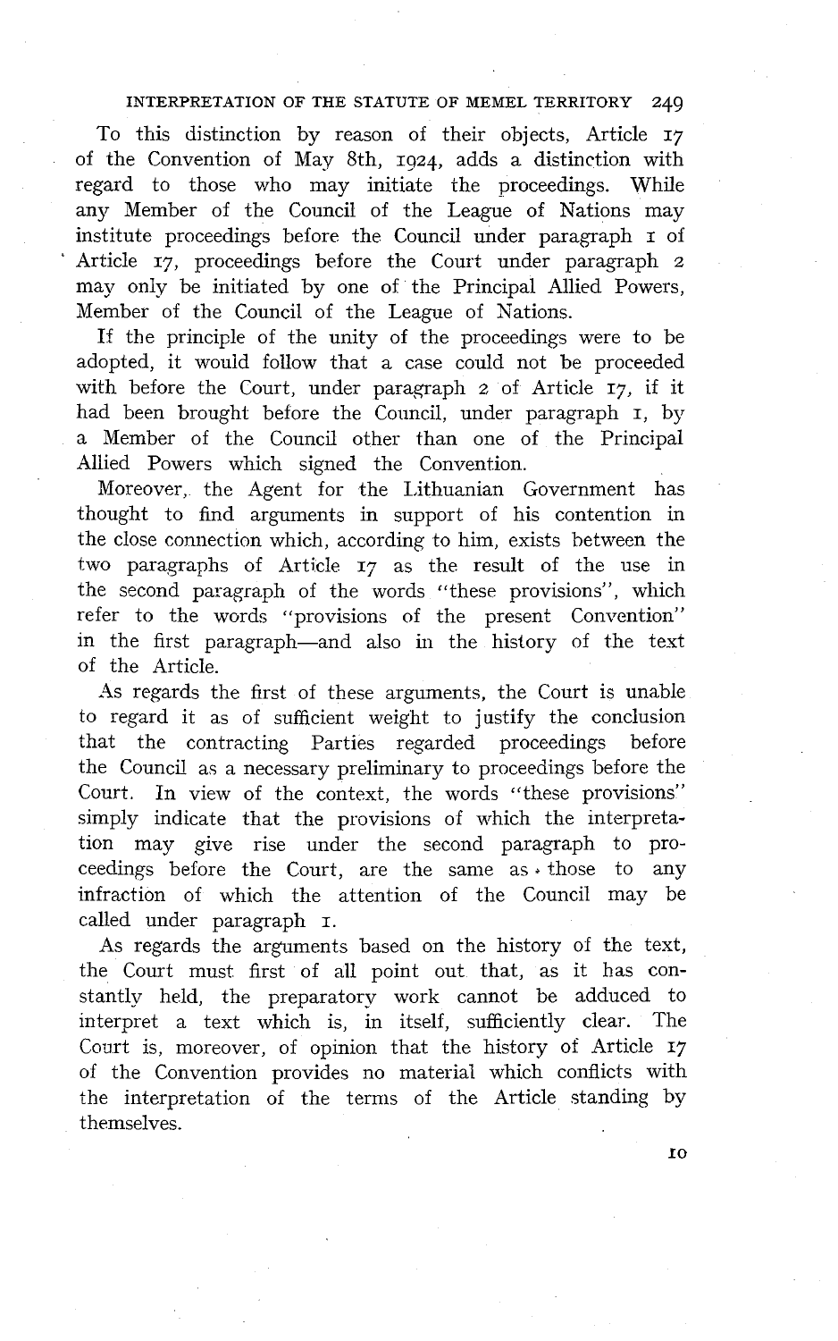To this distinction by reason of their objects, Article 17 of the Convention of May 8th, 1924, adds a distinction with regard to those who may initiate the proceedings. While any Member of the Council of the League of Nations may institute proceedings before the Council under paragraph 1 of Article 17, proceedings before the Court under paragraph 2 may only be initiated by one of the Principal Allied Powers, Member of the Council of the League of Nations.

If the principle of the unity of the proceedings were to be adopted, it would follow that a case could not be proceeded with before the Court, under paragraph 2 of Article 17, if it had been brought before the Council, under paragraph 1, by a Member of the Council other than one of the Principal Allied Powers which signed the Convention.

Moreover, the Agent for the Lithuanian Government has thought to find arguments in support of his contention in the close connection which, according to him, exists between the two paragraphs of Article 17 as the result of the use in the second paragraph of the words "these provisions", which refer to the words "provisions of the present Convention" in the first paragraph—and also in the history of the text of the Article.

As regards the first of these arguments, the Court is unable to regard it as of sufficient weight to justify the conclusion that the contracting Parties regarded proceedings before the Council as a necessary preliminary to proceedings before the Court. In view of the context, the words "these provisions" simply indicate that the provisions of which the interpretation may give rise under the second paragraph to proceedings before the Court, are the same as those to any infraction of which the attention of the Council may be called under paragraph 1.

As regards the arguments based on the history of the text, the Court must first of all point out that, as it has constantly held, the preparatory work cannot be adduced to interpret a text which is, in itself, sufficiently clear. The Court is, moreover, of opinion that the history of Article 17 of the Convention provides no material which conflicts with the interpretation of the terms of the Article standing by themselves.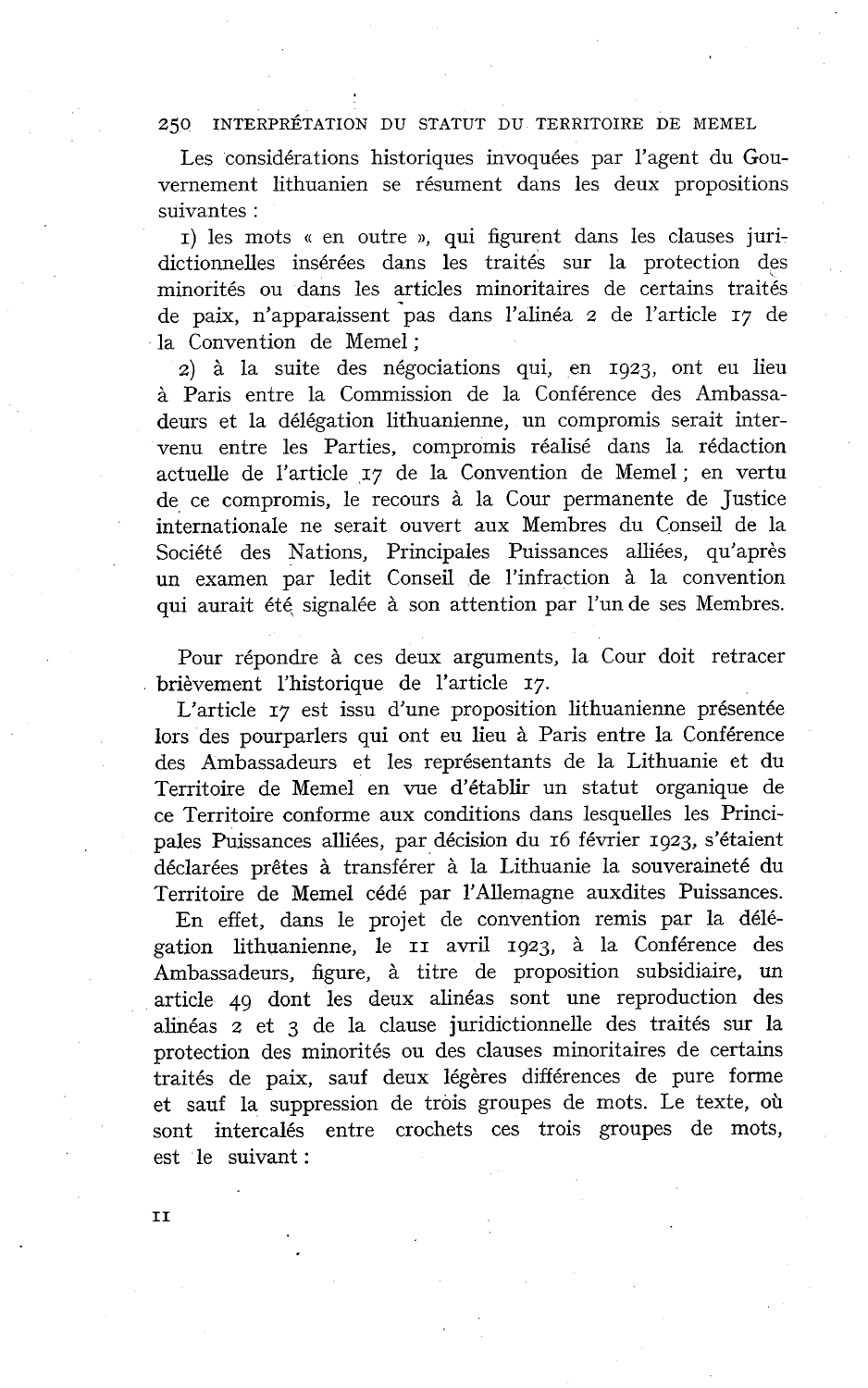Les considérations historiques invoquées par l'agent du Gouvernement lithuanien se résument dans les deux propositions suivantes :

1) les mots « en outre », qui figurent dans les clauses juridictionnelles insérées dans les traités sur la protection des minorités ou dans les articles minoritaires de certains traités de paix, n'apparaissent pas dans l'alinéa 2 de l'article 17 de la Convention de Memel ;

2) à la suite des négociations qui, en 1923, ont eu lieu à Paris entre la Commission de la Conférence des Ambassadeurs et la délégation lithuanienne, un compromis serait intervenu entre les Parties, compromis réalisé dans la rédaction actuelle de l'article 17 de la Convention de Memel ; en vertu de ce compromis, le recours à la Cour permanente de Justice internationale ne serait ouvert aux Membres du Conseil de la Société des Nations, Principales Puissances alliées, qu'après un examen par ledit Conseil de l'infraction à la convention qui aurait été signalée à son attention par l'un de ses Membres.

Pour répondre à ces deux arguments, la Cour doit retracer brièvement l'historique de l'article 17.

L'article 17 est issu d'une proposition lithuanienne présentée lors des pourparlers qui ont eu lieu à Paris entre la Conférence des Ambassadeurs et les représentants de la Lithuanie et du Territoire de Memel en vue d'établir un statut organique de ce Territoire conforme aux conditions dans lesquelles les Principales Puissances alliées, par décision du 16 février 1923, s'étaient déclarées prêtes à transférer à la Lithuanie la souveraineté du Territoire de Memel cédé par l'Allemagne auxdites Puissances.

En effet, dans le projet de convention remis par la délégation lithuanienne, le 11 avril 1923, à la Conférence des Ambassadeurs, figure, à titre de proposition subsidiaire, un article 49 dont les deux alinéas sont une reproduction des alinéas 2 et 3 de la clause juridictionnelle des traités sur la protection des minorités ou des clauses minoritaires de certains traités de paix, sauf deux légères différences de pure forme et sauf la suppression de trois groupes de mots. Le texte, où sont intercalés entre crochets ces trois groupes de mots, est le suivant :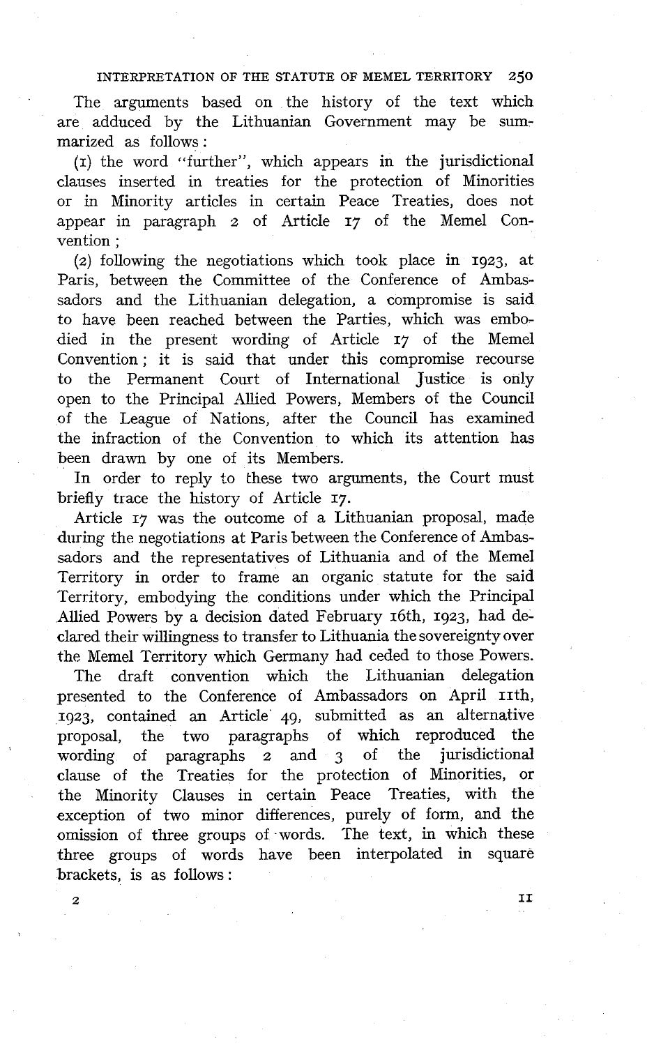The arguments based on the history of the text which are adduced by the Lithuanian Government may be summarized as follows:

(1) the word "further", which appears in the jurisdictional clauses inserted in treaties for the protection of Minorities or in Minority articles in certain Peace Treaties, does not appear in paragraph 2 of Article 17 of the Memel Convention;

(2) following the negotiations which took place in 1923, at Paris, between the Committee of the Conference of Ambassadors and the Lithuanian delegation, a compromise is said to have been reached between the Parties, which was embodied in the present wording of Article 17 of the Memel Convention; it is said that under this compromise recourse to the Permanent Court of International Justice is only open to the Principal Allied Powers, Members of the Council of the League of Nations, after the Council has examined the infraction of the Convention to which its attention has been drawn by one of its Members.

In order to reply to these two arguments, the Court must briefly trace the history of Article 17.

Article 17 was the outcome of a Lithuanian proposal, made during the negotiations at Paris between the Conference of Ambassadors and the representatives of Lithuania and of the Memel Territory in order to frame an organic statute for the said Territory, embodying the conditions under which the Principal Allied Powers by a decision dated February 16th, 1923, had declared their willingness to transfer to Lithuania the sovereignty over the Memel Territory which Germany had ceded to those Powers.

The draft convention which the Lithuanian delegation presented to the Conference of Ambassadors on April 11th, 1923, contained an Article 49, submitted as an alternative proposal, the two paragraphs of which reproduced the wording of paragraphs 2 and 3 of the jurisdictional clause of the Treaties for the protection of Minorities, or the Minority Clauses in certain Peace Treaties, with the exception of two minor differences, purely of form, and the omission of three groups of words. The text, in which these three groups of words have been interpolated in square brackets, is as follows: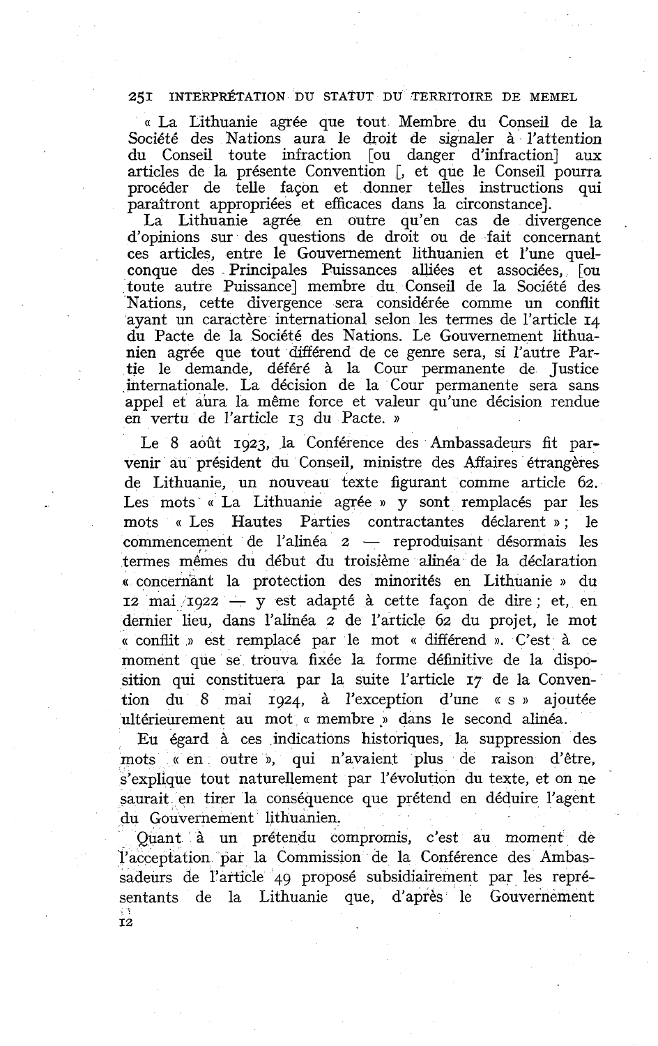« La Lithuanie agrée que tout Membre du Conseil de la Société des Nations aura le droit de signaler à l'attention du Conseil toute infraction [ou danger d'infraction] aux articles de la présente Convention [, et que le Conseil pourra procéder de telle façon et donner telles instructions qui paraîtront appropriées et efficaces dans la circonstance].

La Lithuanie agrée en outre qu'en cas de divergence d'opinions sur des questions de droit ou de fait concernant ces articles, entre le Gouvernement lithuanien et l'une quelconque des Principales Puissances alliées et associées, [ou toute autre Puissance] membre du Conseil de la Société des Nations, cette divergence sera considérée comme un conflit ayant un caractère international selon les termes de l'article 14 du Pacte de la Société des Nations. Le Gouvernement lithuanien agrée que tout différend de ce genre sera, si l'autre Partie le demande, déféré à la Cour permanente de Justice internationale. La décision de la Cour permanente sera sans appel et aura la même force et valeur qu'une décision rendue en vertu de l'article 13 du Pacte. »

Le 8 août 1923, la Conférence des Ambassadeurs fit parvenir au président du Conseil, ministre des Affaires étrangères de Lithuanie, un nouveau texte figurant comme article 62. Les mots « La Lithuanie agrée » y sont remplacés par les mots « Les Hautes Parties contractantes déclarent » ; le commencement de l'alinéa 2 — reproduisant désormais les termes mêmes du début du troisième alinéa de la déclaration « concernant la protection des minorités en Lithuanie » du 12 mai 1922 — y est adapté à cette façon de dire ; et, en dernier lieu, dans l'alinéa 2 de l'article 62 du projet, le mot « conflit » est remplacé par le mot « différend ». C'est à ce moment que se trouva fixée la forme définitive de la disposition qui constituera par la suite l'article 17 de la Convention du 8 mai 1924, à l'exception d'une « s » ajoutée ultérieurement au mot « membre » dans le second alinéa.

Eu égard à ces indications historiques, la suppression des mots « en outre », qui n'avaient plus de raison d'être, s'explique tout naturellement par l'évolution du texte, et on ne saurait en tirer la conséquence que prétend en déduire l'agent du Gouvernement lithuanien.

Quant à un prétendu compromis, c'est au moment de l'acceptation par la Commission de la Conférence des Ambassadeurs de l'article 49 proposé subsidiairement par les représentants de la Lithuanie que, d'après le Gouvernement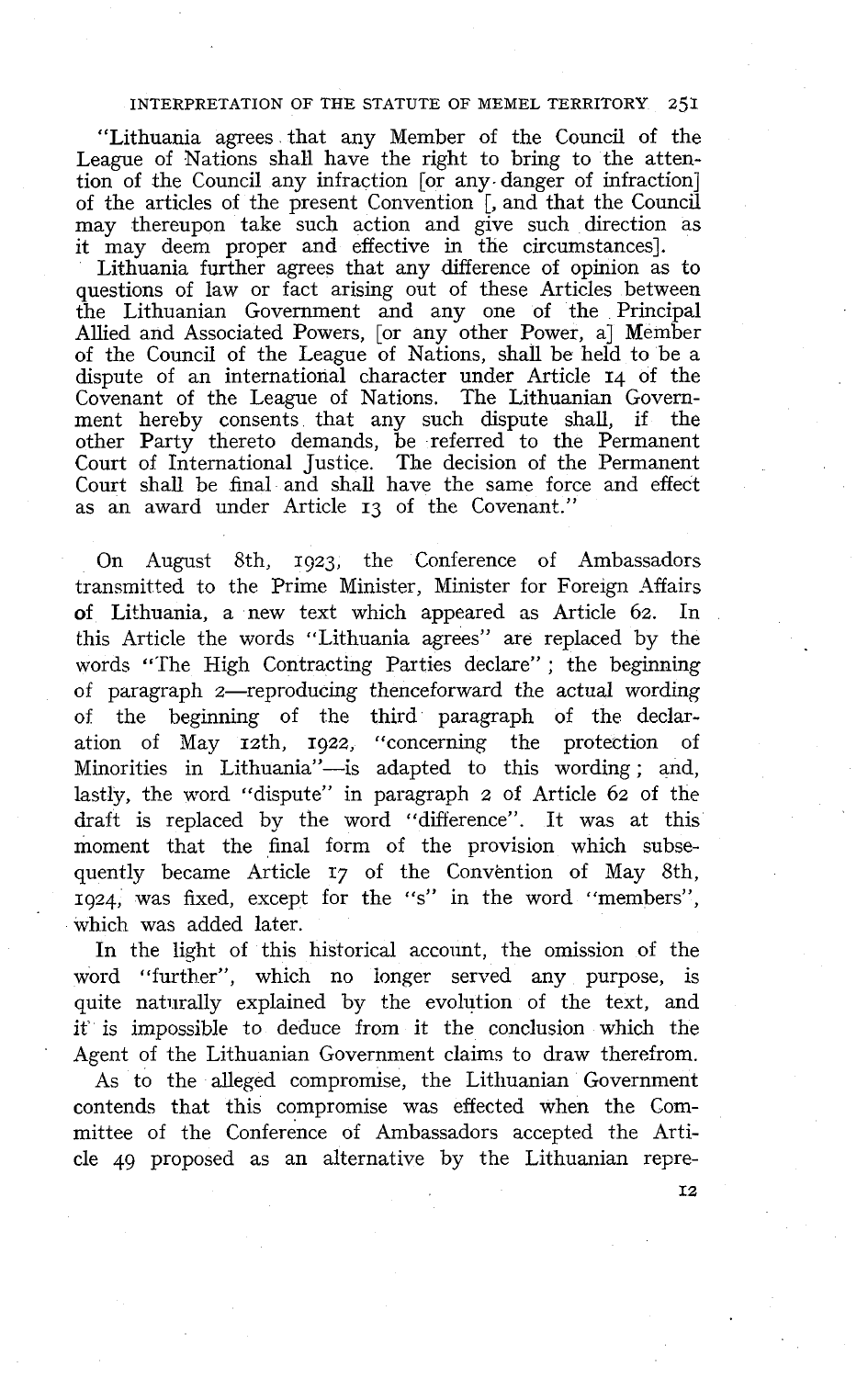"Lithuania agrees that any Member of the Council of the League of Nations shall have the right to bring to the attention of the Council any infraction [or any danger of infraction] of the articles of the present Convention [, and that the Council may thereupon take such action and give such direction as it may deem proper and effective in the circumstances].

Lithuania further agrees that any difference of opinion as to questions of law or fact arising out of these Articles between the Lithuanian Government and any one of the Principal Allied and Associated Powers, [or any other Power, a] Member of the Council of the League of Nations, shall be held to be a dispute of an international character under Article 14 of the Covenant of the League of Nations. The Lithuanian Government hereby consents that any such dispute shall, if the other Party thereto demands, be referred to the Permanent Court of International Justice. The decision of the Permanent Court shall be final and shall have the same force and effect as an award under Article 13 of the Covenant."

On August 8th, 1923, the Conference of Ambassadors transmitted to the Prime Minister, Minister for Foreign Affairs of Lithuania, a new text which appeared as Article 62. In this Article the words "Lithuania agrees" are replaced by the words "The High Contracting Parties declare"; the beginning of paragraph 2—reproducing thenceforward the actual wording of the beginning of the third paragraph of the declaration of May 12th, 1922, "concerning the protection of Minorities in Lithuania"—is adapted to this wording; and, lastly, the word "dispute" in paragraph 2 of Article 62 of the draft is replaced by the word "difference". It was at this moment that the final form of the provision which subsequently became Article 17 of the Convention of May 8th, 1924, was fixed, except for the "s" in the word "members", which was added later.

In the light of this historical account, the omission of the word "further", which no longer served any purpose, is quite naturally explained by the evolution of the text, and it is impossible to deduce from it the conclusion which the Agent of the Lithuanian Government claims to draw therefrom.

As to the alleged compromise, the Lithuanian Government contends that this compromise was effected when the Committee of the Conference of Ambassadors accepted the Article 49 proposed as an alternative by the Lithuanian repre-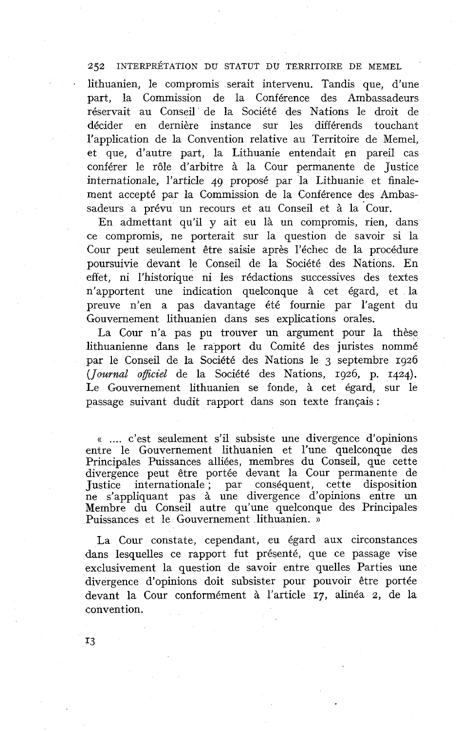lithuanien, le compromis serait intervenu. Tandis que, d'une part, la Commission de la Conférence des Ambassadeurs réservait au Conseil de la Société des Nations le droit de décider en dernière instance sur les différends touchant l'application de la Convention relative au Territoire de Memel, et que, d'autre part, la Lithuanie entendait en pareil cas conférer le rôle d'arbitre à la Cour permanente de Justice internationale, l'article 49 proposé par la Lithuanie et finalement accepté par la Commission de la Conférence des Ambassadeurs a prévu un recours et au Conseil et à la Cour.

En admettant qu'il y ait eu là un compromis, rien, dans ce compromis, ne porterait sur la question de savoir si la Cour peut seulement être saisie après l'échec de la procédure poursuivie devant le Conseil de la Société des Nations. En effet, ni l'historique ni les rédactions successives des textes n'apportent une indication quelconque à cet égard, et la preuve n'en a pas davantage été fournie par l'agent du Gouvernement lithuanien dans ses explications orales.

La Cour n'a pas pu trouver un argument pour la thèse lithuanienne dans le rapport du Comité des juristes nommé par le Conseil de la Société des Nations le 3 septembre 1926 (*Journal officiel* de la Société des Nations, 1926, p. 1424). Le Gouvernement lithuanien se fonde, à cet égard, sur le passage suivant dudit rapport dans son texte français :

> « .... c'est seulement s'il subsiste une divergence d'opinions entre le Gouvernement lithuanien et l'une quelconque des Principales Puissances alliées, membres du Conseil, que cette divergence peut être portée devant la Cour permanente de Justice internationale ; par conséquent, cette disposition ne s'appliquant pas à une divergence d'opinions entre un Membre du Conseil autre qu'une quelconque des Principales Puissances et le Gouvernement lithuanien. »

La Cour constate, cependant, eu égard aux circonstances dans lesquelles ce rapport fut présenté, que ce passage vise exclusivement la question de savoir entre quelles Parties une divergence d'opinions doit subsister pour pouvoir être portée devant la Cour conformément à l'article 17, alinéa 2, de la convention.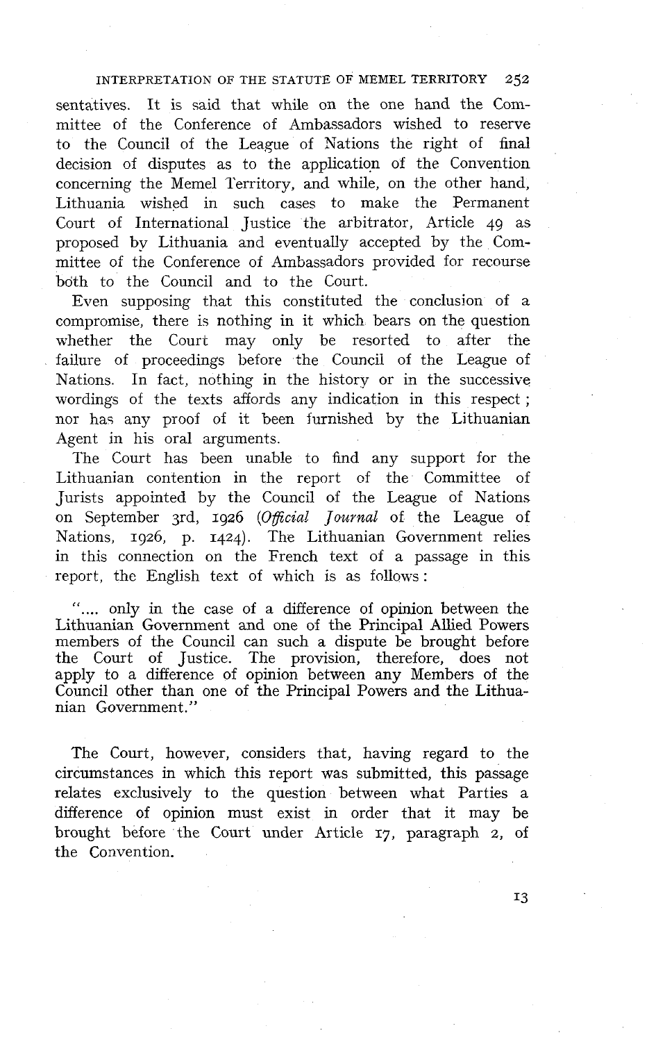sentatives. It is said that while on the one hand the Committee of the Conference of Ambassadors wished to reserve to the Council of the League of Nations the right of final decision of disputes as to the application of the Convention concerning the Memel Territory, and while, on the other hand, Lithuania wished in such cases to make the Permanent Court of International Justice the arbitrator, Article 49 as proposed by Lithuania and eventually accepted by the Committee of the Conference of Ambassadors provided for recourse both to the Council and to the Court.

Even supposing that this constituted the conclusion of a compromise, there is nothing in it which bears on the question whether the Court may only be resorted to after the failure of proceedings before the Council of the League of Nations. In fact, nothing in the history or in the successive wordings of the texts affords any indication in this respect; nor has any proof of it been furnished by the Lithuanian Agent in his oral arguments.

The Court has been unable to find any support for the Lithuanian contention in the report of the Committee of Jurists appointed by the Council of the League of Nations on September 3rd, 1926 (*Official Journal* of the League of Nations, 1926, p. 1424). The Lithuanian Government relies in this connection on the French text of a passage in this report, the English text of which is as follows:

> ".... only in the case of a difference of opinion between the Lithuanian Government and one of the Principal Allied Powers members of the Council can such a dispute be brought before the Court of Justice. The provision, therefore, does not apply to a difference of opinion between any Members of the Council other than one of the Principal Powers and the Lithuanian Government."

The Court, however, considers that, having regard to the circumstances in which this report was submitted, this passage relates exclusively to the question between what Parties a difference of opinion must exist in order that it may be brought before the Court under Article 17, paragraph 2, of the Convention.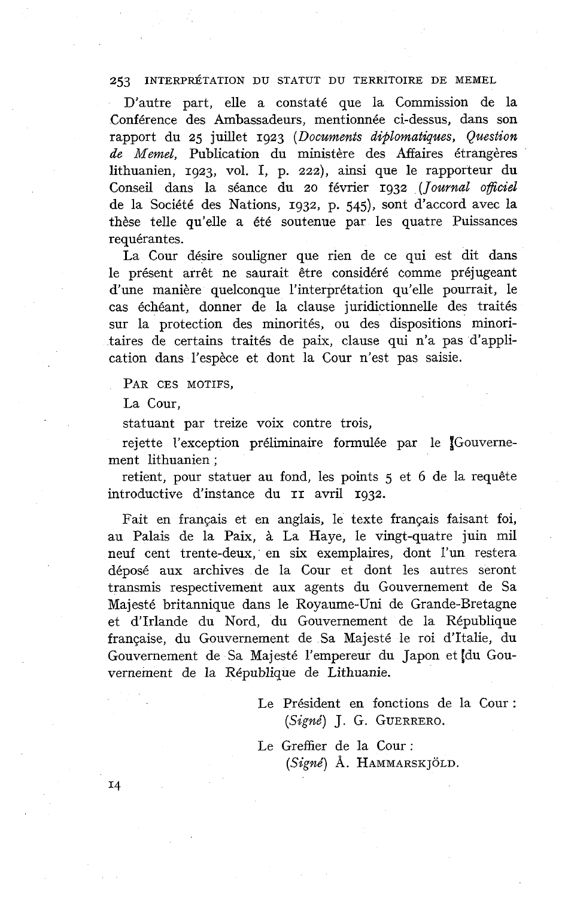D'autre part, elle a constaté que la Commission de la Conférence des Ambassadeurs, mentionnée ci-dessus, dans son rapport du 25 juillet 1923 (*Documents diplomatiques, Question de Memel*, Publication du ministère des Affaires étrangères lithuanien, 1923, vol. I, p. 222), ainsi que le rapporteur du Conseil dans la séance du 20 février 1932 (*Journal officiel* de la Société des Nations, 1932, p. 545), sont d'accord avec la thèse telle qu'elle a été soutenue par les quatre Puissances requérantes.

La Cour désire souligner que rien de ce qui est dit dans le présent arrêt ne saurait être considéré comme préjugeant d'une manière quelconque l'interprétation qu'elle pourrait, le cas échéant, donner de la clause juridictionnelle des traités sur la protection des minorités, ou des dispositions minoritaires de certains traités de paix, clause qui n'a pas d'application dans l'espèce et dont la Cour n'est pas saisie.

PAR CES MOTIFS,

La Cour,

statuant par treize voix contre trois,

rejette l'exception préliminaire formulée par le Gouvernement lithuanien ;

retient, pour statuer au fond, les points 5 et 6 de la requête introductive d'instance du 11 avril 1932.

Fait en français et en anglais, le texte français faisant foi, au Palais de la Paix, à La Haye, le vingt-quatre juin mil neuf cent trente-deux, en six exemplaires, dont l'un restera déposé aux archives de la Cour et dont les autres seront transmis respectivement aux agents du Gouvernement de Sa Majesté britannique dans le Royaume-Uni de Grande-Bretagne et d'Irlande du Nord, du Gouvernement de la République française, du Gouvernement de Sa Majesté le roi d'Italie, du Gouvernement de Sa Majesté l'empereur du Japon et du Gouvernement de la République de Lithuanie.

Le Président en fonctions de la Cour :
(*Signé*) J. G. GUERRERO.

Le Greffier de la Cour :
(*Signé*) Å. HAMMARSKJÖLD.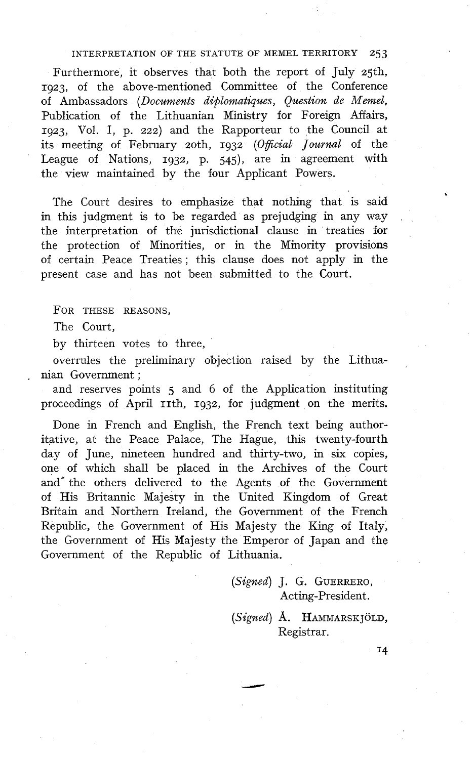Furthermore, it observes that both the report of July 25th, 1923, of the above-mentioned Committee of the Conference of Ambassadors (*Documents diplomatiques, Question de Memel*, Publication of the Lithuanian Ministry for Foreign Affairs, 1923, Vol. I, p. 222) and the Rapporteur to the Council at its meeting of February 20th, 1932 (*Official Journal* of the League of Nations, 1932, p. 545), are in agreement with the view maintained by the four Applicant Powers.

The Court desires to emphasize that nothing that is said in this judgment is to be regarded as prejudging in any way the interpretation of the jurisdictional clause in treaties for the protection of Minorities, or in the Minority provisions of certain Peace Treaties; this clause does not apply in the present case and has not been submitted to the Court.

FOR THESE REASONS,

The Court,

by thirteen votes to three,

overrules the preliminary objection raised by the Lithuanian Government;

and reserves points 5 and 6 of the Application instituting proceedings of April 11th, 1932, for judgment on the merits.

Done in French and English, the French text being authoritative, at the Peace Palace, The Hague, this twenty-fourth day of June, nineteen hundred and thirty-two, in six copies, one of which shall be placed in the Archives of the Court and the others delivered to the Agents of the Government of His Britannic Majesty in the United Kingdom of Great Britain and Northern Ireland, the Government of the French Republic, the Government of His Majesty the King of Italy, the Government of His Majesty the Emperor of Japan and the Government of the Republic of Lithuania.

(*Signed*) J. G. GUERRERO,
Acting-President.

(*Signed*) Å. HAMMARSKJÖLD,
Registrar.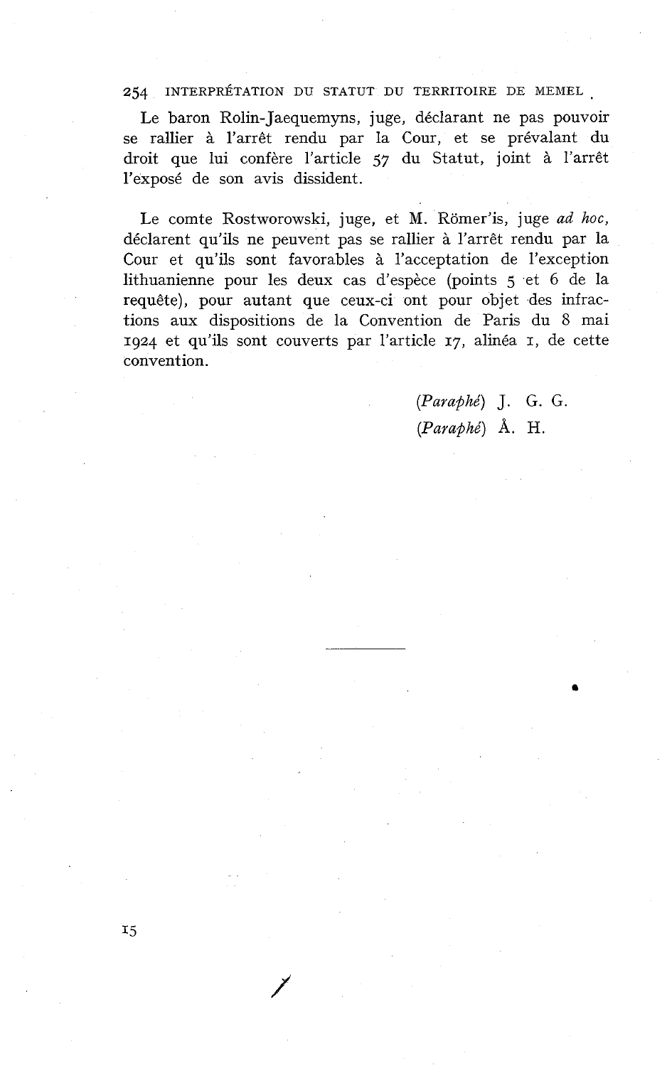Le baron Rolin-Jaequemyns, juge, déclarant ne pas pouvoir se rallier à l'arrêt rendu par la Cour, et se prévalant du droit que lui confère l'article 57 du Statut, joint à l'arrêt l'exposé de son avis dissident.

Le comte Rostworowski, juge, et M. Römer'is, juge *ad hoc*, déclarent qu'ils ne peuvent pas se rallier à l'arrêt rendu par la Cour et qu'ils sont favorables à l'acceptation de l'exception lithuanienne pour les deux cas d'espèce (points 5 et 6 de la requête), pour autant que ceux-ci ont pour objet des infractions aux dispositions de la Convention de Paris du 8 mai 1924 et qu'ils sont couverts par l'article 17, alinéa 1, de cette convention.

(*Paraphé*) J. G. G.

(*Paraphé*) Å. H.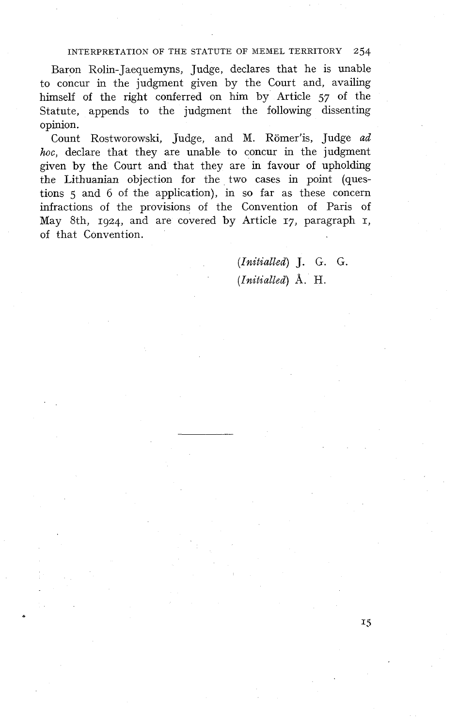Baron Rolin-Jaequemyns, Judge, declares that he is unable to concur in the judgment given by the Court and, availing himself of the right conferred on him by Article 57 of the Statute, appends to the judgment the following dissenting opinion.

Count Rostworowski, Judge, and M. Römer'is, Judge *ad hoc*, declare that they are unable to concur in the judgment given by the Court and that they are in favour of upholding the Lithuanian objection for the two cases in point (questions 5 and 6 of the application), in so far as these concern infractions of the provisions of the Convention of Paris of May 8th, 1924, and are covered by Article 17, paragraph 1, of that Convention.

(*Initialled*) J. G. G.

(*Initialled*) Å. H.

---